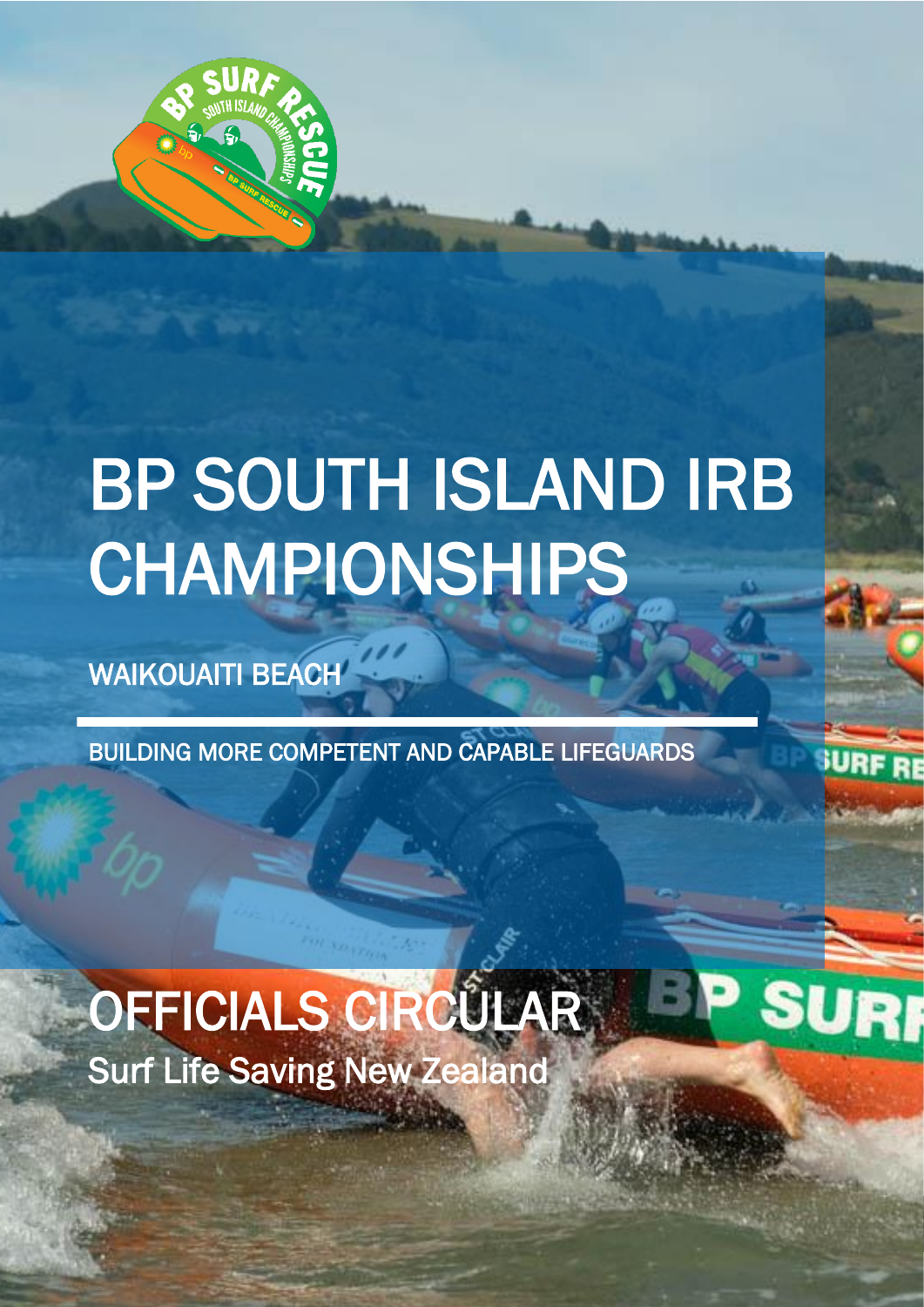# BP SOUTH ISLAND IRB CHAMPIONSHIPS

WAIKOUAITI BEACH

BUILDING MORE COMPETENT AND CAPABLE LIFEGUARDS

# OFFICIALS CIRCULAR

Surf Life Saving New Zealand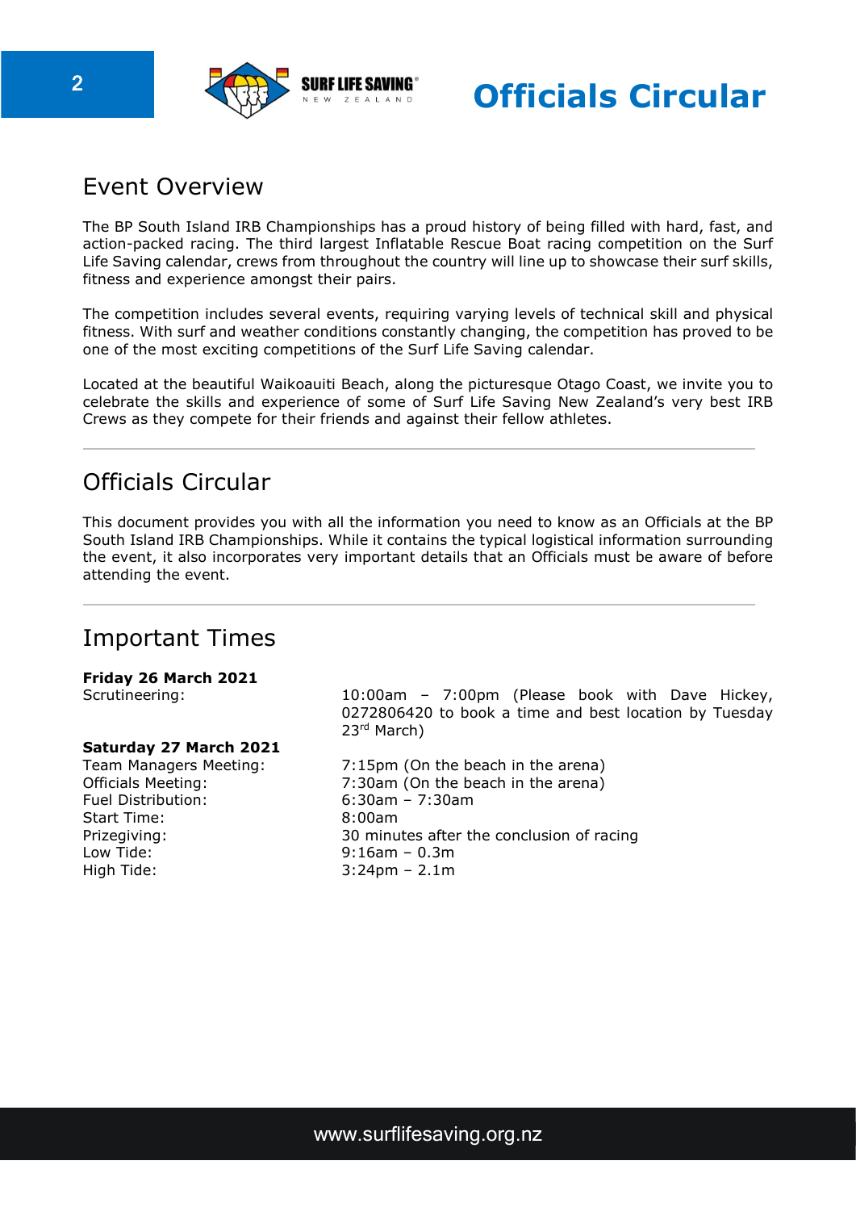## Event Overview

The BP South Island IRB Championships has a proud history of being filled with hard, fast, and action-packed racing. The third largest Inflatable Rescue Boat racing competition on the Surf Life Saving calendar, crews from throughout the country will line up to showcase their surf skills, fitness and experience amongst their pairs.

The competition includes several events, requiring varying levels of technical skill and physical fitness. With surf and weather conditions constantly changing, the competition has proved to be one of the most exciting competitions of the Surf Life Saving calendar.

Located at the beautiful Waikoauiti Beach, along the picturesque Otago Coast, we invite you to celebrate the skills and experience of some of Surf Life Saving New Zealand's very best IRB Crews as they compete for their friends and against their fellow athletes.

---

## Officials Circular

This document provides you with all the information you need to know as an Officials at the BP South Island IRB Championships. While it contains the typical logistical information surrounding the event, it also incorporates very important details that an Officials must be aware of before attending the event.

---

## Important Times

**Friday 26 March 2021**

| | |
|---|---|
| Scrutineering: | 10:00am – 7:00pm (Please book with Dave Hickey, 0272806420 to book a time and best location by Tuesday 23rd March) |

**Saturday 27 March 2021**

| | |
|---|---|
| Team Managers Meeting: | 7:15pm (On the beach in the arena) |
| Officials Meeting: | 7:30am (On the beach in the arena) |
| Fuel Distribution: | 6:30am – 7:30am |
| Start Time: | 8:00am |
| Prizegiving: | 30 minutes after the conclusion of racing |
| Low Tide: | 9:16am – 0.3m |
| High Tide: | 3:24pm – 2.1m |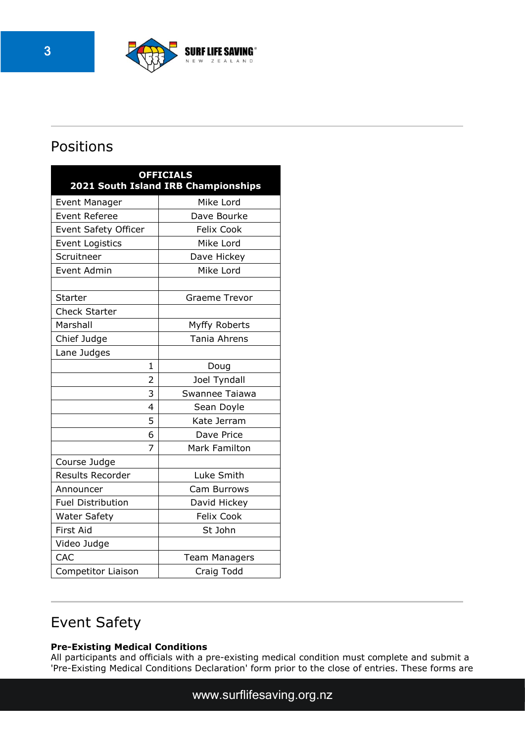## Positions

| OFFICIALS<br>2021 South Island IRB Championships | |
|---|---|
| Event Manager | Mike Lord |
| Event Referee | Dave Bourke |
| Event Safety Officer | Felix Cook |
| Event Logistics | Mike Lord |
| Scruitneer | Dave Hickey |
| Event Admin | Mike Lord |
| | |
| Starter | Graeme Trevor |
| Check Starter | |
| Marshall | Myffy Roberts |
| Chief Judge | Tania Ahrens |
| Lane Judges | |
| 1 | Doug |
| 2 | Joel Tyndall |
| 3 | Swannee Taiawa |
| 4 | Sean Doyle |
| 5 | Kate Jerram |
| 6 | Dave Price |
| 7 | Mark Familton |
| Course Judge | |
| Results Recorder | Luke Smith |
| Announcer | Cam Burrows |
| Fuel Distribution | David Hickey |
| Water Safety | Felix Cook |
| First Aid | St John |
| Video Judge | |
| CAC | Team Managers |
| Competitor Liaison | Craig Todd |

## Event Safety

**Pre-Existing Medical Conditions**

All participants and officials with a pre-existing medical condition must complete and submit a 'Pre-Existing Medical Conditions Declaration' form prior to the close of entries. These forms are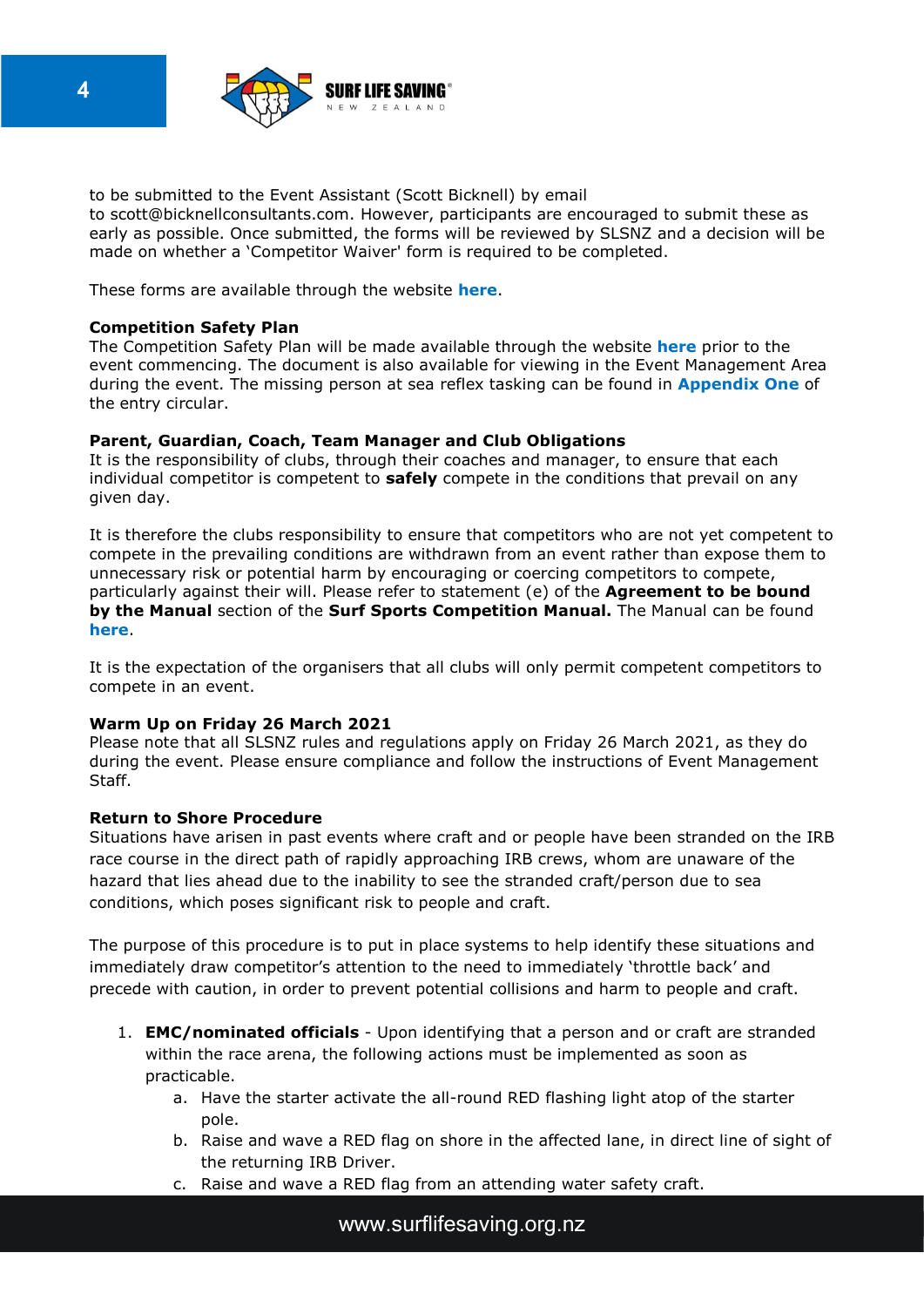to be submitted to the Event Assistant (Scott Bicknell) by email to scott@bicknellconsultants.com. However, participants are encouraged to submit these as early as possible. Once submitted, the forms will be reviewed by SLSNZ and a decision will be made on whether a 'Competitor Waiver' form is required to be completed.

These forms are available through the website **here**.

**Competition Safety Plan**

The Competition Safety Plan will be made available through the website **here** prior to the event commencing. The document is also available for viewing in the Event Management Area during the event. The missing person at sea reflex tasking can be found in **Appendix One** of the entry circular.

**Parent, Guardian, Coach, Team Manager and Club Obligations**

It is the responsibility of clubs, through their coaches and manager, to ensure that each individual competitor is competent to **safely** compete in the conditions that prevail on any given day.

It is therefore the clubs responsibility to ensure that competitors who are not yet competent to compete in the prevailing conditions are withdrawn from an event rather than expose them to unnecessary risk or potential harm by encouraging or coercing competitors to compete, particularly against their will. Please refer to statement (e) of the **Agreement to be bound by the Manual** section of the **Surf Sports Competition Manual.** The Manual can be found **here**.

It is the expectation of the organisers that all clubs will only permit competent competitors to compete in an event.

**Warm Up on Friday 26 March 2021**

Please note that all SLSNZ rules and regulations apply on Friday 26 March 2021, as they do during the event. Please ensure compliance and follow the instructions of Event Management Staff.

**Return to Shore Procedure**

Situations have arisen in past events where craft and or people have been stranded on the IRB race course in the direct path of rapidly approaching IRB crews, whom are unaware of the hazard that lies ahead due to the inability to see the stranded craft/person due to sea conditions, which poses significant risk to people and craft.

The purpose of this procedure is to put in place systems to help identify these situations and immediately draw competitor's attention to the need to immediately 'throttle back' and precede with caution, in order to prevent potential collisions and harm to people and craft.

1. **EMC/nominated officials** - Upon identifying that a person and or craft are stranded within the race arena, the following actions must be implemented as soon as practicable.
    a. Have the starter activate the all-round RED flashing light atop of the starter pole.
    b. Raise and wave a RED flag on shore in the affected lane, in direct line of sight of the returning IRB Driver.
    c. Raise and wave a RED flag from an attending water safety craft.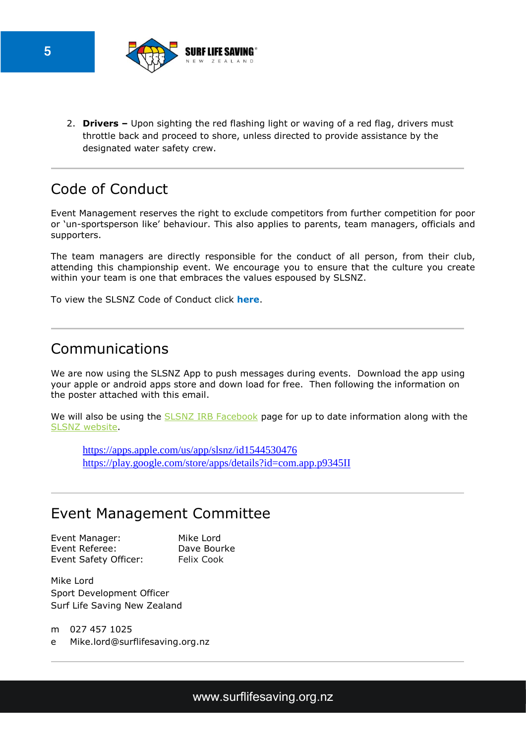2. **Drivers –** Upon sighting the red flashing light or waving of a red flag, drivers must throttle back and proceed to shore, unless directed to provide assistance by the designated water safety crew.

## Code of Conduct

Event Management reserves the right to exclude competitors from further competition for poor or 'un-sportsperson like' behaviour. This also applies to parents, team managers, officials and supporters.

The team managers are directly responsible for the conduct of all person, from their club, attending this championship event. We encourage you to ensure that the culture you create within your team is one that embraces the values espoused by SLSNZ.

To view the SLSNZ Code of Conduct click **here**.

## Communications

We are now using the SLSNZ App to push messages during events. Download the app using your apple or android apps store and down load for free. Then following the information on the poster attached with this email.

We will also be using the SLSNZ IRB Facebook page for up to date information along with the SLSNZ website.

https://apps.apple.com/us/app/slsnz/id1544530476
https://play.google.com/store/apps/details?id=com.app.p9345II

## Event Management Committee

| | |
|---|---|
| Event Manager: | Mike Lord |
| Event Referee: | Dave Bourke |
| Event Safety Officer: | Felix Cook |

Mike Lord
Sport Development Officer
Surf Life Saving New Zealand

m 027 457 1025
e Mike.lord@surflifesaving.org.nz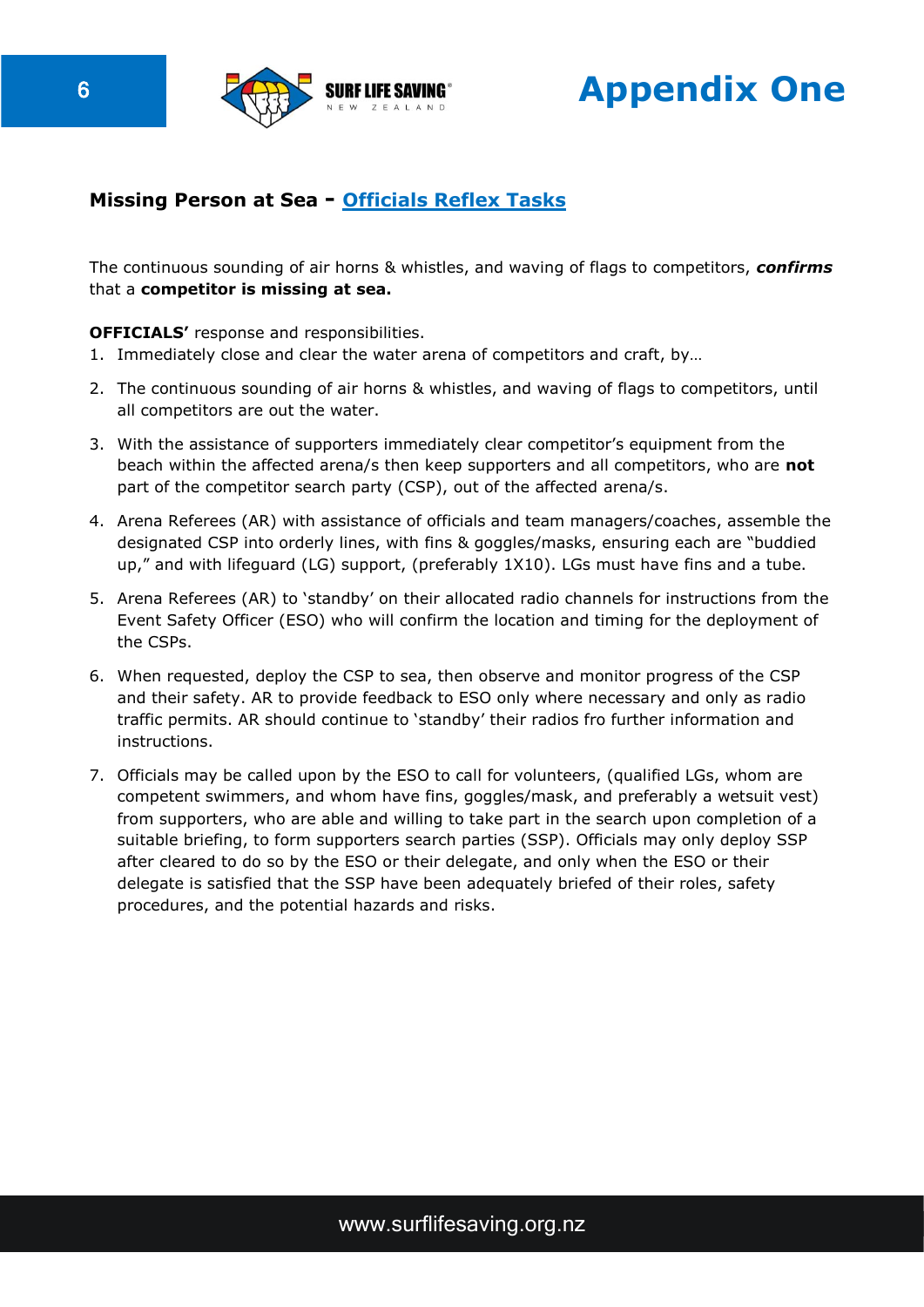# Appendix One

## Missing Person at Sea - Officials Reflex Tasks

The continuous sounding of air horns & whistles, and waving of flags to competitors, ***confirms*** that a **competitor is missing at sea.**

**OFFICIALS'** response and responsibilities.

1. Immediately close and clear the water arena of competitors and craft, by…
2. The continuous sounding of air horns & whistles, and waving of flags to competitors, until all competitors are out the water.
3. With the assistance of supporters immediately clear competitor's equipment from the beach within the affected arena/s then keep supporters and all competitors, who are **not** part of the competitor search party (CSP), out of the affected arena/s.
4. Arena Referees (AR) with assistance of officials and team managers/coaches, assemble the designated CSP into orderly lines, with fins & goggles/masks, ensuring each are "buddied up," and with lifeguard (LG) support, (preferably 1X10). LGs must have fins and a tube.
5. Arena Referees (AR) to 'standby' on their allocated radio channels for instructions from the Event Safety Officer (ESO) who will confirm the location and timing for the deployment of the CSPs.
6. When requested, deploy the CSP to sea, then observe and monitor progress of the CSP and their safety. AR to provide feedback to ESO only where necessary and only as radio traffic permits. AR should continue to 'standby' their radios fro further information and instructions.
7. Officials may be called upon by the ESO to call for volunteers, (qualified LGs, whom are competent swimmers, and whom have fins, goggles/mask, and preferably a wetsuit vest) from supporters, who are able and willing to take part in the search upon completion of a suitable briefing, to form supporters search parties (SSP). Officials may only deploy SSP after cleared to do so by the ESO or their delegate, and only when the ESO or their delegate is satisfied that the SSP have been adequately briefed of their roles, safety procedures, and the potential hazards and risks.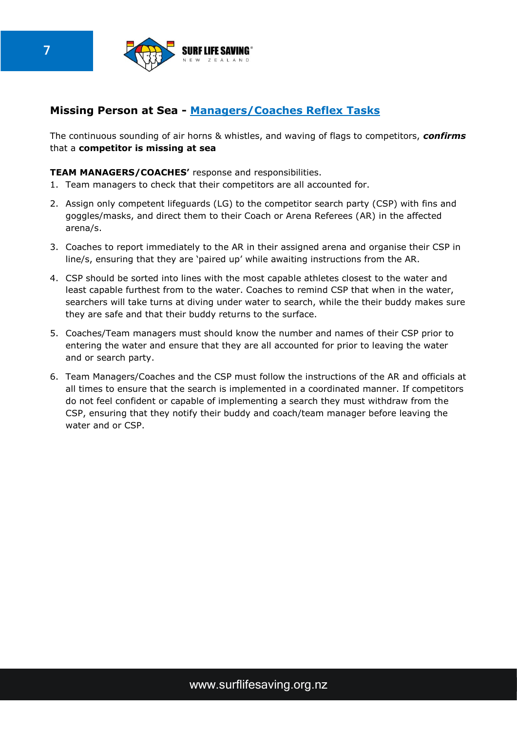## Missing Person at Sea - Managers/Coaches Reflex Tasks

The continuous sounding of air horns & whistles, and waving of flags to competitors, ***confirms*** that a **competitor is missing at sea**

**TEAM MANAGERS/COACHES'** response and responsibilities.

1. Team managers to check that their competitors are all accounted for.
2. Assign only competent lifeguards (LG) to the competitor search party (CSP) with fins and goggles/masks, and direct them to their Coach or Arena Referees (AR) in the affected arena/s.
3. Coaches to report immediately to the AR in their assigned arena and organise their CSP in line/s, ensuring that they are 'paired up' while awaiting instructions from the AR.
4. CSP should be sorted into lines with the most capable athletes closest to the water and least capable furthest from to the water. Coaches to remind CSP that when in the water, searchers will take turns at diving under water to search, while the their buddy makes sure they are safe and that their buddy returns to the surface.
5. Coaches/Team managers must should know the number and names of their CSP prior to entering the water and ensure that they are all accounted for prior to leaving the water and or search party.
6. Team Managers/Coaches and the CSP must follow the instructions of the AR and officials at all times to ensure that the search is implemented in a coordinated manner. If competitors do not feel confident or capable of implementing a search they must withdraw from the CSP, ensuring that they notify their buddy and coach/team manager before leaving the water and or CSP.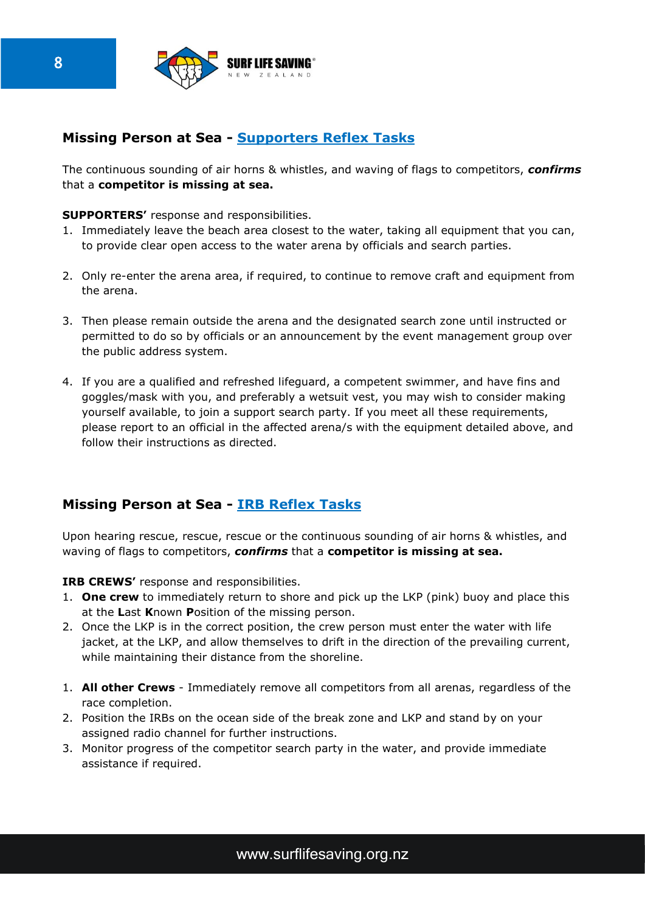## Missing Person at Sea - Supporters Reflex Tasks

The continuous sounding of air horns & whistles, and waving of flags to competitors, ***confirms*** that a **competitor is missing at sea.**

**SUPPORTERS'** response and responsibilities.

1. Immediately leave the beach area closest to the water, taking all equipment that you can, to provide clear open access to the water arena by officials and search parties.

2. Only re-enter the arena area, if required, to continue to remove craft and equipment from the arena.

3. Then please remain outside the arena and the designated search zone until instructed or permitted to do so by officials or an announcement by the event management group over the public address system.

4. If you are a qualified and refreshed lifeguard, a competent swimmer, and have fins and goggles/mask with you, and preferably a wetsuit vest, you may wish to consider making yourself available, to join a support search party. If you meet all these requirements, please report to an official in the affected arena/s with the equipment detailed above, and follow their instructions as directed.

## Missing Person at Sea - IRB Reflex Tasks

Upon hearing rescue, rescue, rescue or the continuous sounding of air horns & whistles, and waving of flags to competitors, ***confirms*** that a **competitor is missing at sea.**

**IRB CREWS'** response and responsibilities.

1. **One crew** to immediately return to shore and pick up the LKP (pink) buoy and place this at the **L**ast **K**nown **P**osition of the missing person.
2. Once the LKP is in the correct position, the crew person must enter the water with life jacket, at the LKP, and allow themselves to drift in the direction of the prevailing current, while maintaining their distance from the shoreline.

1. **All other Crews** - Immediately remove all competitors from all arenas, regardless of the race completion.
2. Position the IRBs on the ocean side of the break zone and LKP and stand by on your assigned radio channel for further instructions.
3. Monitor progress of the competitor search party in the water, and provide immediate assistance if required.